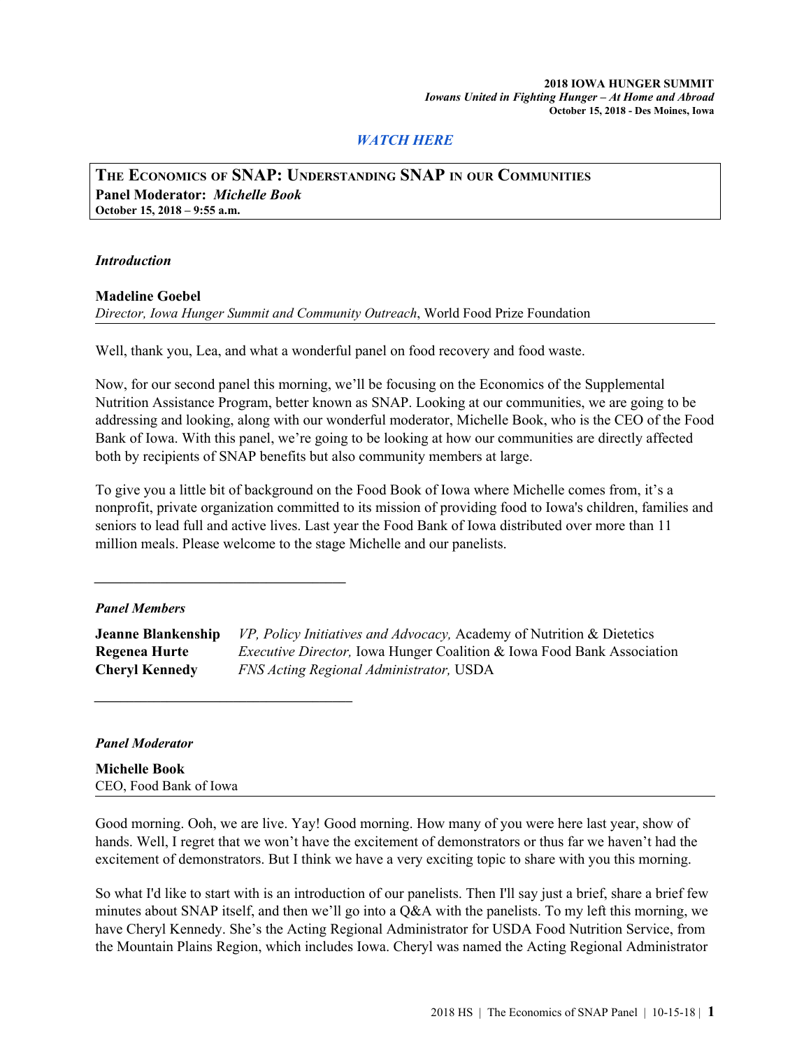**2018 IOWA HUNGER SUMMIT**
*Iowans United in Fighting Hunger – At Home and Abroad*
**October 15, 2018 - Des Moines, Iowa**

***WATCH HERE***

## THE ECONOMICS OF SNAP: UNDERSTANDING SNAP IN OUR COMMUNITIES

**Panel Moderator:** ***Michelle Book***
**October 15, 2018 – 9:55 a.m.**

***Introduction***

**Madeline Goebel**
*Director, Iowa Hunger Summit and Community Outreach*, World Food Prize Foundation

Well, thank you, Lea, and what a wonderful panel on food recovery and food waste.

Now, for our second panel this morning, we'll be focusing on the Economics of the Supplemental Nutrition Assistance Program, better known as SNAP. Looking at our communities, we are going to be addressing and looking, along with our wonderful moderator, Michelle Book, who is the CEO of the Food Bank of Iowa. With this panel, we're going to be looking at how our communities are directly affected both by recipients of SNAP benefits but also community members at large.

To give you a little bit of background on the Food Book of Iowa where Michelle comes from, it's a nonprofit, private organization committed to its mission of providing food to Iowa's children, families and seniors to lead full and active lives. Last year the Food Bank of Iowa distributed over more than 11 million meals. Please welcome to the stage Michelle and our panelists.

---

***Panel Members***

**Jeanne Blankenship** *VP, Policy Initiatives and Advocacy,* Academy of Nutrition & Dietetics
**Regenea Hurte** *Executive Director,* Iowa Hunger Coalition & Iowa Food Bank Association
**Cheryl Kennedy** *FNS Acting Regional Administrator,* USDA

---

***Panel Moderator***

**Michelle Book**
CEO, Food Bank of Iowa

Good morning. Ooh, we are live. Yay! Good morning. How many of you were here last year, show of hands. Well, I regret that we won't have the excitement of demonstrators or thus far we haven't had the excitement of demonstrators. But I think we have a very exciting topic to share with you this morning.

So what I'd like to start with is an introduction of our panelists. Then I'll say just a brief, share a brief few minutes about SNAP itself, and then we'll go into a Q&A with the panelists. To my left this morning, we have Cheryl Kennedy. She's the Acting Regional Administrator for USDA Food Nutrition Service, from the Mountain Plains Region, which includes Iowa. Cheryl was named the Acting Regional Administrator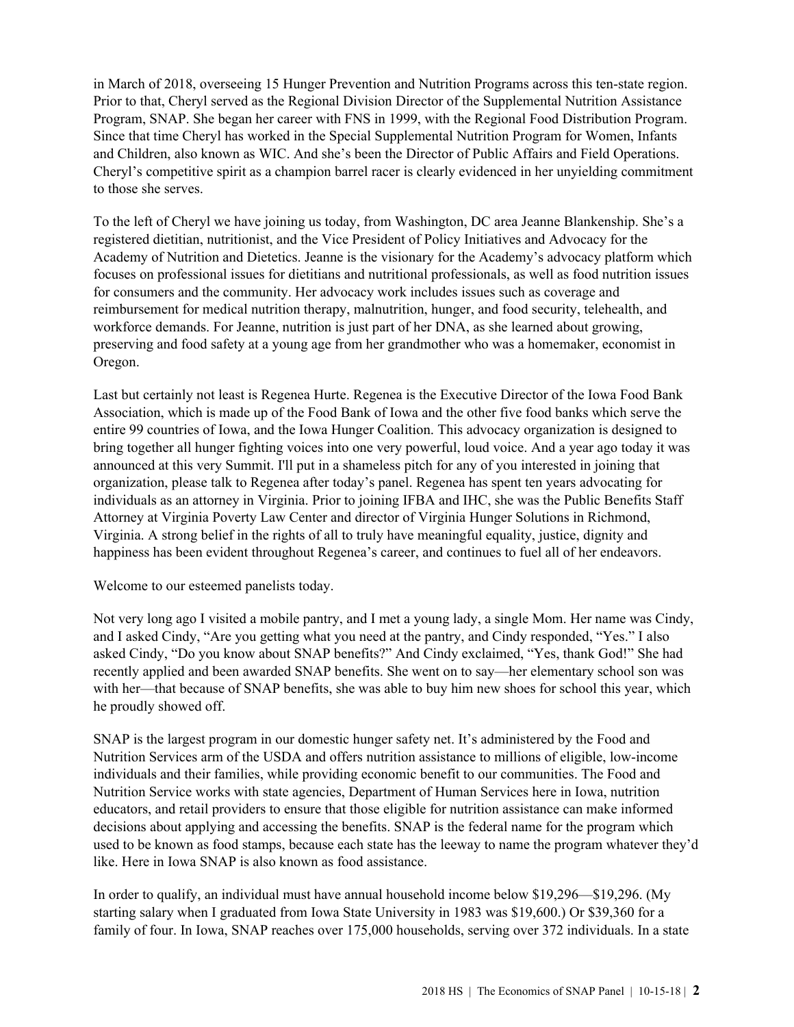in March of 2018, overseeing 15 Hunger Prevention and Nutrition Programs across this ten-state region. Prior to that, Cheryl served as the Regional Division Director of the Supplemental Nutrition Assistance Program, SNAP. She began her career with FNS in 1999, with the Regional Food Distribution Program. Since that time Cheryl has worked in the Special Supplemental Nutrition Program for Women, Infants and Children, also known as WIC. And she's been the Director of Public Affairs and Field Operations. Cheryl's competitive spirit as a champion barrel racer is clearly evidenced in her unyielding commitment to those she serves.

To the left of Cheryl we have joining us today, from Washington, DC area Jeanne Blankenship. She's a registered dietitian, nutritionist, and the Vice President of Policy Initiatives and Advocacy for the Academy of Nutrition and Dietetics. Jeanne is the visionary for the Academy's advocacy platform which focuses on professional issues for dietitians and nutritional professionals, as well as food nutrition issues for consumers and the community. Her advocacy work includes issues such as coverage and reimbursement for medical nutrition therapy, malnutrition, hunger, and food security, telehealth, and workforce demands. For Jeanne, nutrition is just part of her DNA, as she learned about growing, preserving and food safety at a young age from her grandmother who was a homemaker, economist in Oregon.

Last but certainly not least is Regenea Hurte. Regenea is the Executive Director of the Iowa Food Bank Association, which is made up of the Food Bank of Iowa and the other five food banks which serve the entire 99 countries of Iowa, and the Iowa Hunger Coalition. This advocacy organization is designed to bring together all hunger fighting voices into one very powerful, loud voice. And a year ago today it was announced at this very Summit. I'll put in a shameless pitch for any of you interested in joining that organization, please talk to Regenea after today's panel. Regenea has spent ten years advocating for individuals as an attorney in Virginia. Prior to joining IFBA and IHC, she was the Public Benefits Staff Attorney at Virginia Poverty Law Center and director of Virginia Hunger Solutions in Richmond, Virginia. A strong belief in the rights of all to truly have meaningful equality, justice, dignity and happiness has been evident throughout Regenea's career, and continues to fuel all of her endeavors.

Welcome to our esteemed panelists today.

Not very long ago I visited a mobile pantry, and I met a young lady, a single Mom. Her name was Cindy, and I asked Cindy, "Are you getting what you need at the pantry, and Cindy responded, "Yes." I also asked Cindy, "Do you know about SNAP benefits?" And Cindy exclaimed, "Yes, thank God!" She had recently applied and been awarded SNAP benefits. She went on to say—her elementary school son was with her—that because of SNAP benefits, she was able to buy him new shoes for school this year, which he proudly showed off.

SNAP is the largest program in our domestic hunger safety net. It's administered by the Food and Nutrition Services arm of the USDA and offers nutrition assistance to millions of eligible, low-income individuals and their families, while providing economic benefit to our communities. The Food and Nutrition Service works with state agencies, Department of Human Services here in Iowa, nutrition educators, and retail providers to ensure that those eligible for nutrition assistance can make informed decisions about applying and accessing the benefits. SNAP is the federal name for the program which used to be known as food stamps, because each state has the leeway to name the program whatever they'd like. Here in Iowa SNAP is also known as food assistance.

In order to qualify, an individual must have annual household income below $19,296—$19,296. (My starting salary when I graduated from Iowa State University in 1983 was $19,600.) Or $39,360 for a family of four. In Iowa, SNAP reaches over 175,000 households, serving over 372 individuals. In a state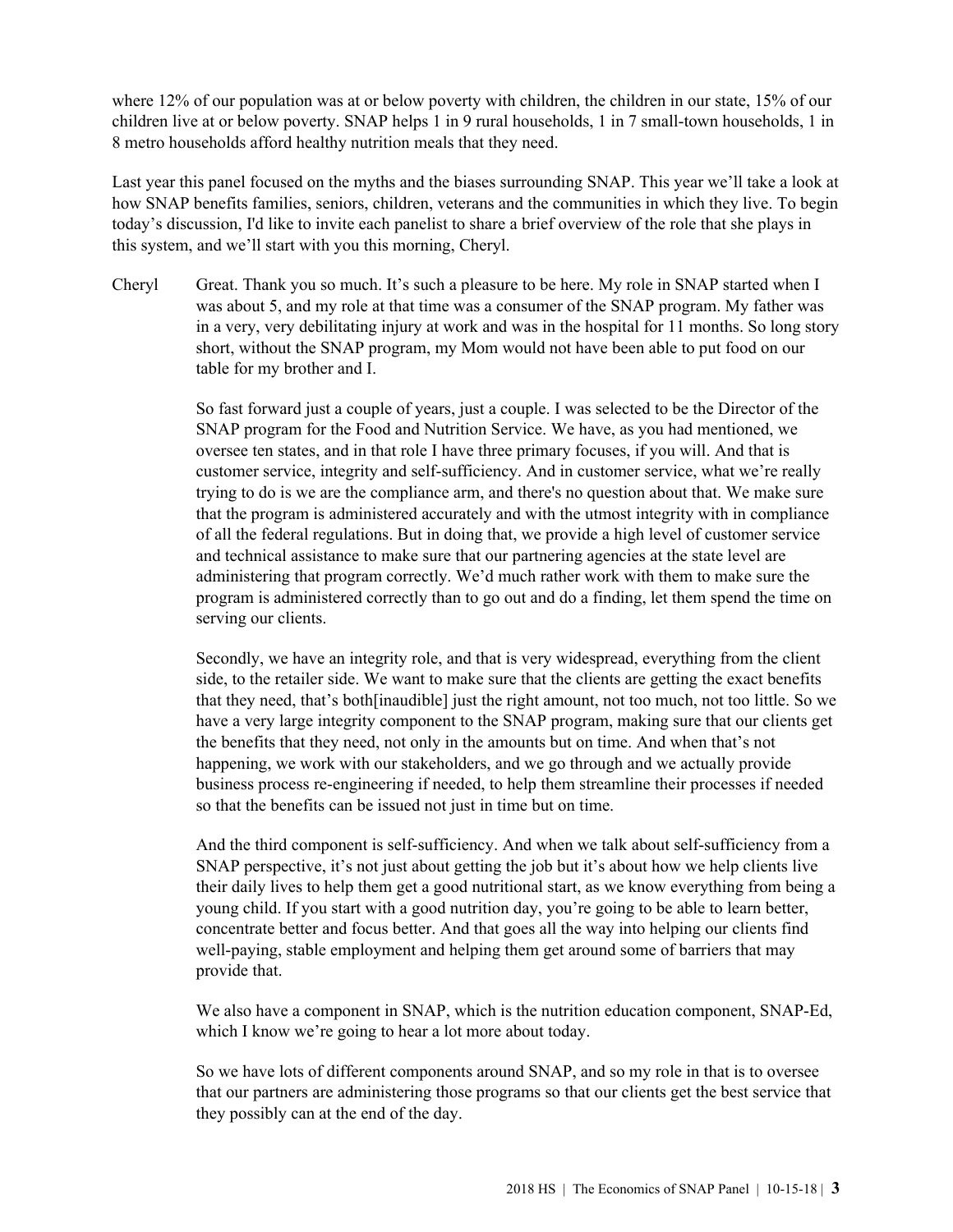where 12% of our population was at or below poverty with children, the children in our state, 15% of our children live at or below poverty. SNAP helps 1 in 9 rural households, 1 in 7 small-town households, 1 in 8 metro households afford healthy nutrition meals that they need.

Last year this panel focused on the myths and the biases surrounding SNAP. This year we'll take a look at how SNAP benefits families, seniors, children, veterans and the communities in which they live. To begin today's discussion, I'd like to invite each panelist to share a brief overview of the role that she plays in this system, and we'll start with you this morning, Cheryl.

Cheryl Great. Thank you so much. It's such a pleasure to be here. My role in SNAP started when I was about 5, and my role at that time was a consumer of the SNAP program. My father was in a very, very debilitating injury at work and was in the hospital for 11 months. So long story short, without the SNAP program, my Mom would not have been able to put food on our table for my brother and I.

So fast forward just a couple of years, just a couple. I was selected to be the Director of the SNAP program for the Food and Nutrition Service. We have, as you had mentioned, we oversee ten states, and in that role I have three primary focuses, if you will. And that is customer service, integrity and self-sufficiency. And in customer service, what we're really trying to do is we are the compliance arm, and there's no question about that. We make sure that the program is administered accurately and with the utmost integrity with in compliance of all the federal regulations. But in doing that, we provide a high level of customer service and technical assistance to make sure that our partnering agencies at the state level are administering that program correctly. We'd much rather work with them to make sure the program is administered correctly than to go out and do a finding, let them spend the time on serving our clients.

Secondly, we have an integrity role, and that is very widespread, everything from the client side, to the retailer side. We want to make sure that the clients are getting the exact benefits that they need, that's both[inaudible] just the right amount, not too much, not too little. So we have a very large integrity component to the SNAP program, making sure that our clients get the benefits that they need, not only in the amounts but on time. And when that's not happening, we work with our stakeholders, and we go through and we actually provide business process re-engineering if needed, to help them streamline their processes if needed so that the benefits can be issued not just in time but on time.

And the third component is self-sufficiency. And when we talk about self-sufficiency from a SNAP perspective, it's not just about getting the job but it's about how we help clients live their daily lives to help them get a good nutritional start, as we know everything from being a young child. If you start with a good nutrition day, you're going to be able to learn better, concentrate better and focus better. And that goes all the way into helping our clients find well-paying, stable employment and helping them get around some of barriers that may provide that.

We also have a component in SNAP, which is the nutrition education component, SNAP-Ed, which I know we're going to hear a lot more about today.

So we have lots of different components around SNAP, and so my role in that is to oversee that our partners are administering those programs so that our clients get the best service that they possibly can at the end of the day.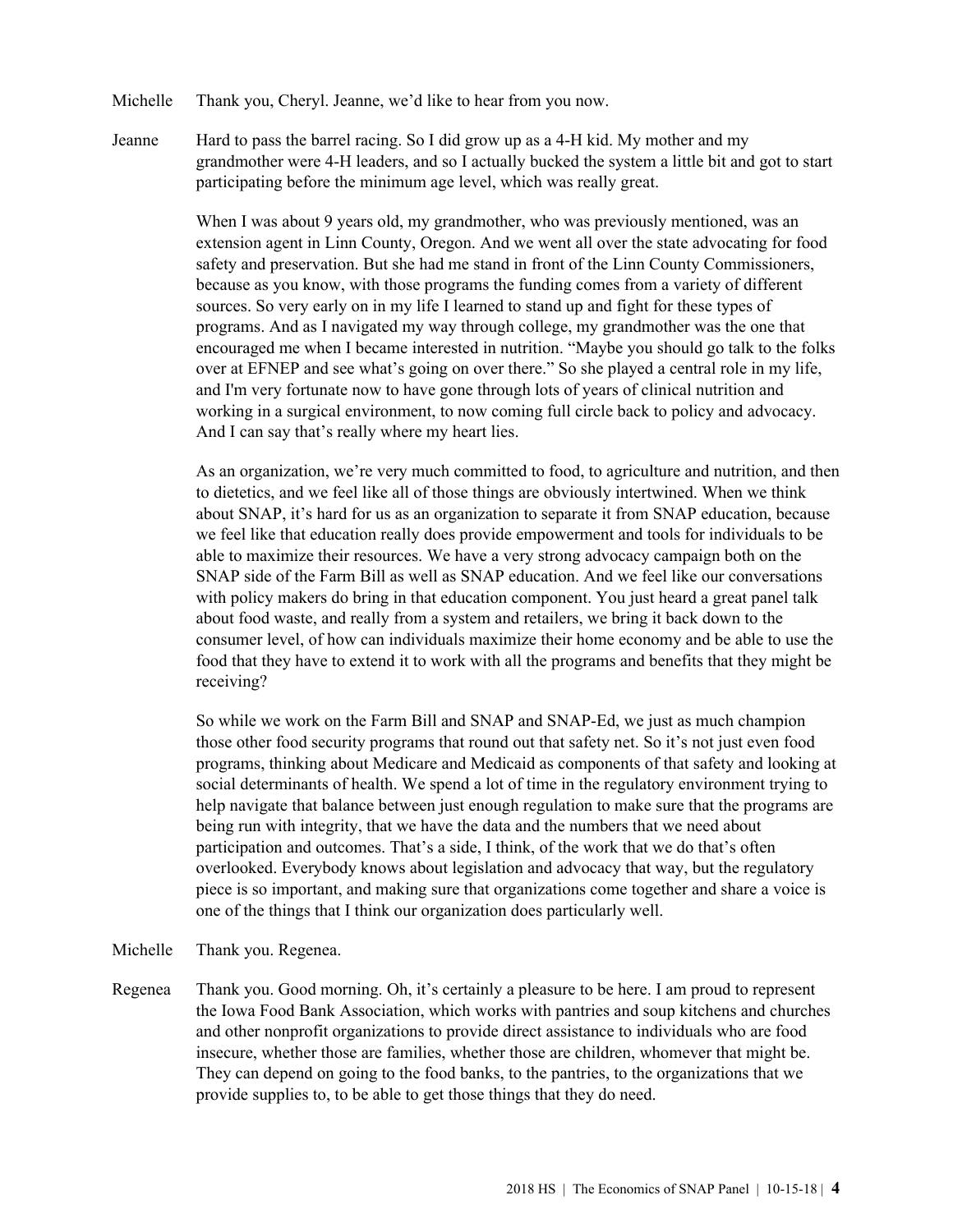Michelle Thank you, Cheryl. Jeanne, we'd like to hear from you now.

Jeanne Hard to pass the barrel racing. So I did grow up as a 4-H kid. My mother and my grandmother were 4-H leaders, and so I actually bucked the system a little bit and got to start participating before the minimum age level, which was really great.

When I was about 9 years old, my grandmother, who was previously mentioned, was an extension agent in Linn County, Oregon. And we went all over the state advocating for food safety and preservation. But she had me stand in front of the Linn County Commissioners, because as you know, with those programs the funding comes from a variety of different sources. So very early on in my life I learned to stand up and fight for these types of programs. And as I navigated my way through college, my grandmother was the one that encouraged me when I became interested in nutrition. "Maybe you should go talk to the folks over at EFNEP and see what's going on over there." So she played a central role in my life, and I'm very fortunate now to have gone through lots of years of clinical nutrition and working in a surgical environment, to now coming full circle back to policy and advocacy. And I can say that's really where my heart lies.

As an organization, we're very much committed to food, to agriculture and nutrition, and then to dietetics, and we feel like all of those things are obviously intertwined. When we think about SNAP, it's hard for us as an organization to separate it from SNAP education, because we feel like that education really does provide empowerment and tools for individuals to be able to maximize their resources. We have a very strong advocacy campaign both on the SNAP side of the Farm Bill as well as SNAP education. And we feel like our conversations with policy makers do bring in that education component. You just heard a great panel talk about food waste, and really from a system and retailers, we bring it back down to the consumer level, of how can individuals maximize their home economy and be able to use the food that they have to extend it to work with all the programs and benefits that they might be receiving?

So while we work on the Farm Bill and SNAP and SNAP-Ed, we just as much champion those other food security programs that round out that safety net. So it's not just even food programs, thinking about Medicare and Medicaid as components of that safety and looking at social determinants of health. We spend a lot of time in the regulatory environment trying to help navigate that balance between just enough regulation to make sure that the programs are being run with integrity, that we have the data and the numbers that we need about participation and outcomes. That's a side, I think, of the work that we do that's often overlooked. Everybody knows about legislation and advocacy that way, but the regulatory piece is so important, and making sure that organizations come together and share a voice is one of the things that I think our organization does particularly well.

Michelle Thank you. Regenea.

Regenea Thank you. Good morning. Oh, it's certainly a pleasure to be here. I am proud to represent the Iowa Food Bank Association, which works with pantries and soup kitchens and churches and other nonprofit organizations to provide direct assistance to individuals who are food insecure, whether those are families, whether those are children, whomever that might be. They can depend on going to the food banks, to the pantries, to the organizations that we provide supplies to, to be able to get those things that they do need.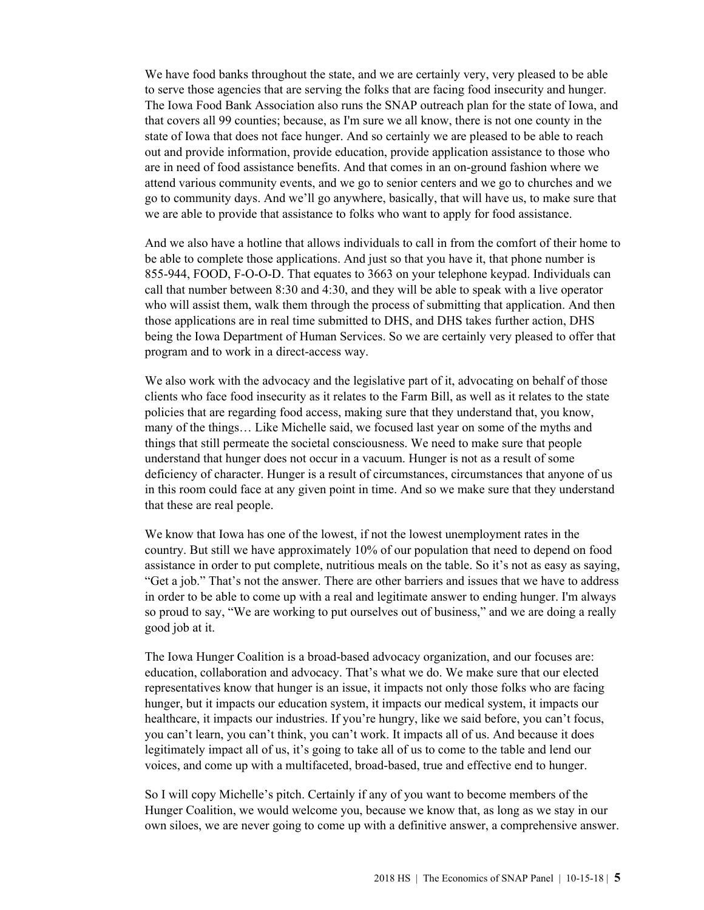We have food banks throughout the state, and we are certainly very, very pleased to be able to serve those agencies that are serving the folks that are facing food insecurity and hunger. The Iowa Food Bank Association also runs the SNAP outreach plan for the state of Iowa, and that covers all 99 counties; because, as I'm sure we all know, there is not one county in the state of Iowa that does not face hunger. And so certainly we are pleased to be able to reach out and provide information, provide education, provide application assistance to those who are in need of food assistance benefits. And that comes in an on-ground fashion where we attend various community events, and we go to senior centers and we go to churches and we go to community days. And we'll go anywhere, basically, that will have us, to make sure that we are able to provide that assistance to folks who want to apply for food assistance.

And we also have a hotline that allows individuals to call in from the comfort of their home to be able to complete those applications. And just so that you have it, that phone number is 855-944, FOOD, F-O-O-D. That equates to 3663 on your telephone keypad. Individuals can call that number between 8:30 and 4:30, and they will be able to speak with a live operator who will assist them, walk them through the process of submitting that application. And then those applications are in real time submitted to DHS, and DHS takes further action, DHS being the Iowa Department of Human Services. So we are certainly very pleased to offer that program and to work in a direct-access way.

We also work with the advocacy and the legislative part of it, advocating on behalf of those clients who face food insecurity as it relates to the Farm Bill, as well as it relates to the state policies that are regarding food access, making sure that they understand that, you know, many of the things… Like Michelle said, we focused last year on some of the myths and things that still permeate the societal consciousness. We need to make sure that people understand that hunger does not occur in a vacuum. Hunger is not as a result of some deficiency of character. Hunger is a result of circumstances, circumstances that anyone of us in this room could face at any given point in time. And so we make sure that they understand that these are real people.

We know that Iowa has one of the lowest, if not the lowest unemployment rates in the country. But still we have approximately 10% of our population that need to depend on food assistance in order to put complete, nutritious meals on the table. So it's not as easy as saying, "Get a job." That's not the answer. There are other barriers and issues that we have to address in order to be able to come up with a real and legitimate answer to ending hunger. I'm always so proud to say, "We are working to put ourselves out of business," and we are doing a really good job at it.

The Iowa Hunger Coalition is a broad-based advocacy organization, and our focuses are: education, collaboration and advocacy. That's what we do. We make sure that our elected representatives know that hunger is an issue, it impacts not only those folks who are facing hunger, but it impacts our education system, it impacts our medical system, it impacts our healthcare, it impacts our industries. If you're hungry, like we said before, you can't focus, you can't learn, you can't think, you can't work. It impacts all of us. And because it does legitimately impact all of us, it's going to take all of us to come to the table and lend our voices, and come up with a multifaceted, broad-based, true and effective end to hunger.

So I will copy Michelle's pitch. Certainly if any of you want to become members of the Hunger Coalition, we would welcome you, because we know that, as long as we stay in our own siloes, we are never going to come up with a definitive answer, a comprehensive answer.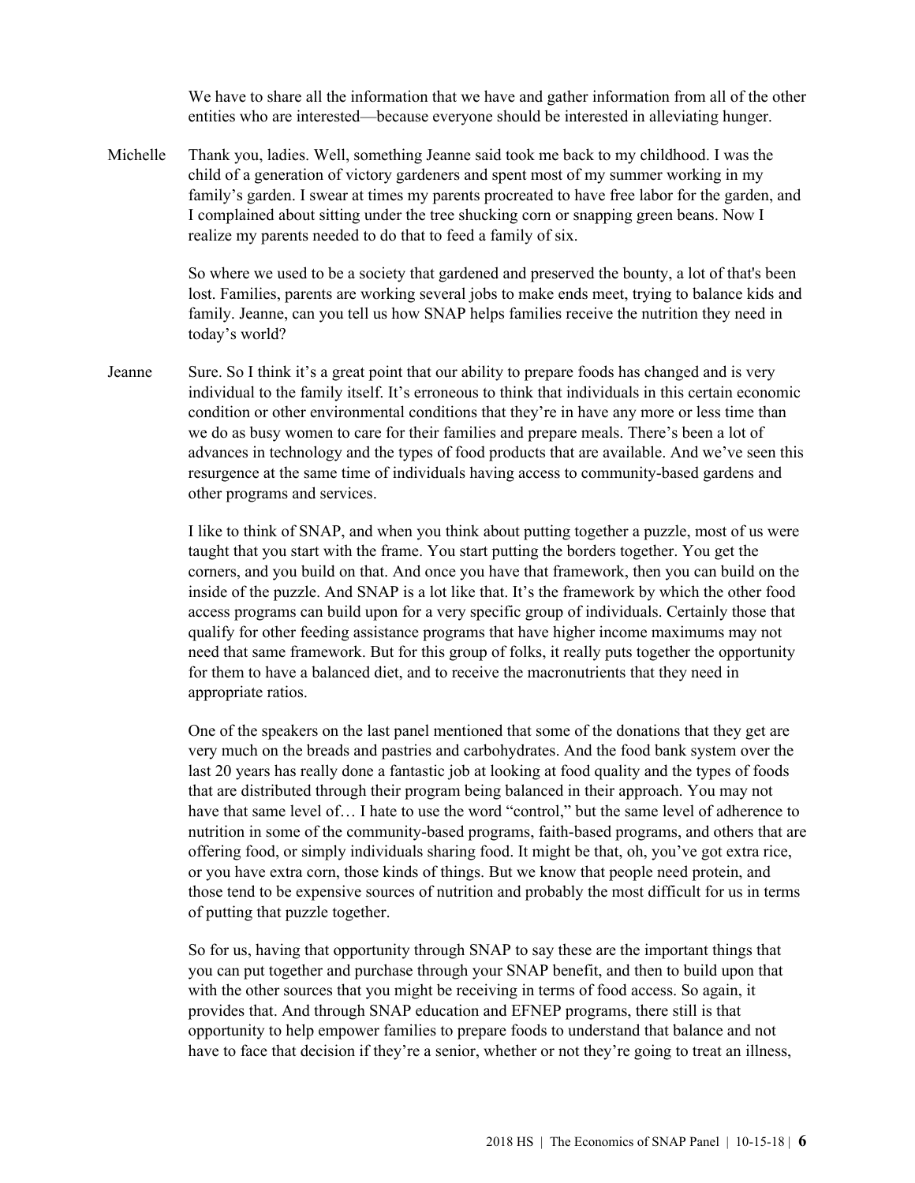We have to share all the information that we have and gather information from all of the other entities who are interested—because everyone should be interested in alleviating hunger.

**Michelle** Thank you, ladies. Well, something Jeanne said took me back to my childhood. I was the child of a generation of victory gardeners and spent most of my summer working in my family's garden. I swear at times my parents procreated to have free labor for the garden, and I complained about sitting under the tree shucking corn or snapping green beans. Now I realize my parents needed to do that to feed a family of six.

So where we used to be a society that gardened and preserved the bounty, a lot of that's been lost. Families, parents are working several jobs to make ends meet, trying to balance kids and family. Jeanne, can you tell us how SNAP helps families receive the nutrition they need in today's world?

**Jeanne** Sure. So I think it's a great point that our ability to prepare foods has changed and is very individual to the family itself. It's erroneous to think that individuals in this certain economic condition or other environmental conditions that they're in have any more or less time than we do as busy women to care for their families and prepare meals. There's been a lot of advances in technology and the types of food products that are available. And we've seen this resurgence at the same time of individuals having access to community-based gardens and other programs and services.

I like to think of SNAP, and when you think about putting together a puzzle, most of us were taught that you start with the frame. You start putting the borders together. You get the corners, and you build on that. And once you have that framework, then you can build on the inside of the puzzle. And SNAP is a lot like that. It's the framework by which the other food access programs can build upon for a very specific group of individuals. Certainly those that qualify for other feeding assistance programs that have higher income maximums may not need that same framework. But for this group of folks, it really puts together the opportunity for them to have a balanced diet, and to receive the macronutrients that they need in appropriate ratios.

One of the speakers on the last panel mentioned that some of the donations that they get are very much on the breads and pastries and carbohydrates. And the food bank system over the last 20 years has really done a fantastic job at looking at food quality and the types of foods that are distributed through their program being balanced in their approach. You may not have that same level of… I hate to use the word "control," but the same level of adherence to nutrition in some of the community-based programs, faith-based programs, and others that are offering food, or simply individuals sharing food. It might be that, oh, you've got extra rice, or you have extra corn, those kinds of things. But we know that people need protein, and those tend to be expensive sources of nutrition and probably the most difficult for us in terms of putting that puzzle together.

So for us, having that opportunity through SNAP to say these are the important things that you can put together and purchase through your SNAP benefit, and then to build upon that with the other sources that you might be receiving in terms of food access. So again, it provides that. And through SNAP education and EFNEP programs, there still is that opportunity to help empower families to prepare foods to understand that balance and not have to face that decision if they're a senior, whether or not they're going to treat an illness,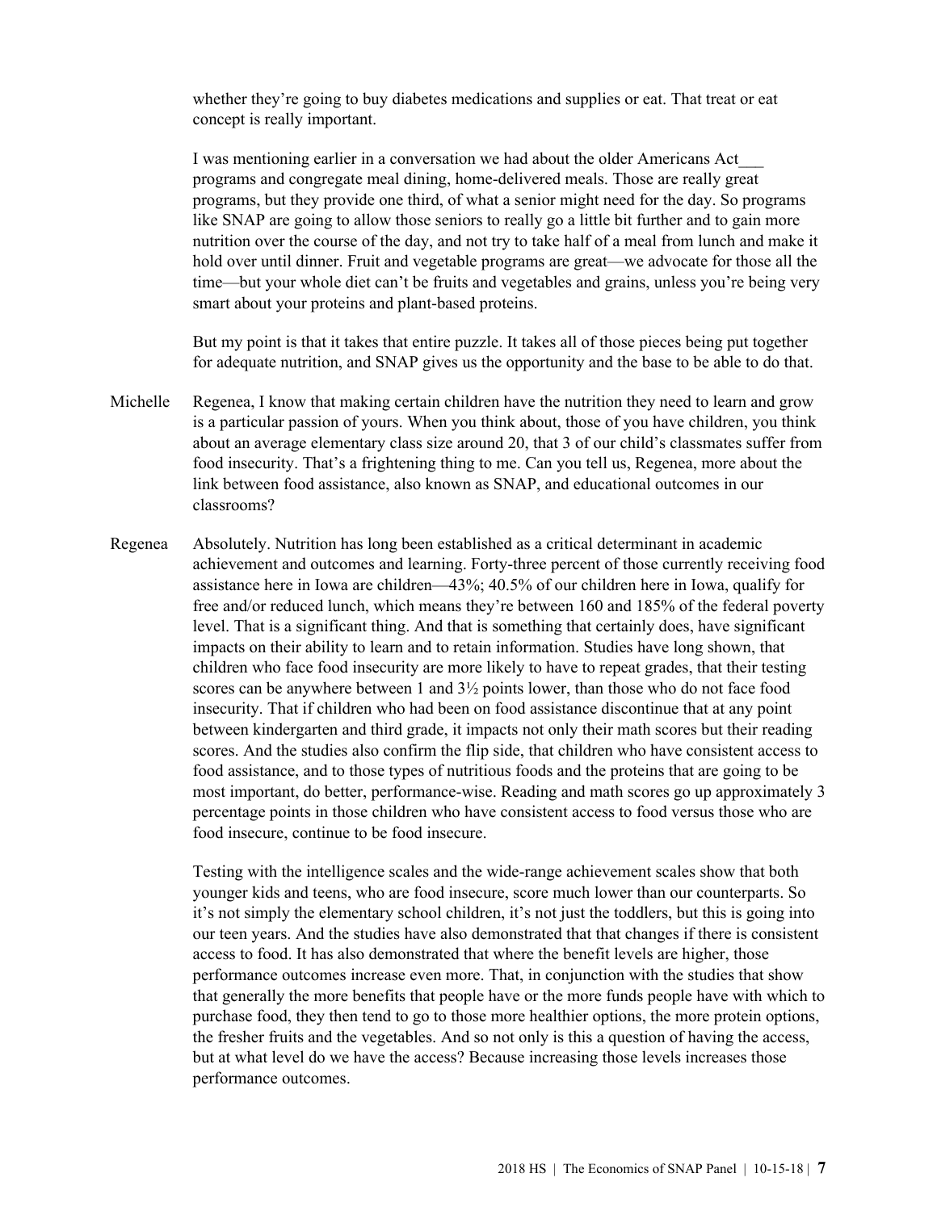whether they're going to buy diabetes medications and supplies or eat. That treat or eat concept is really important.

I was mentioning earlier in a conversation we had about the older Americans Act___ programs and congregate meal dining, home-delivered meals. Those are really great programs, but they provide one third, of what a senior might need for the day. So programs like SNAP are going to allow those seniors to really go a little bit further and to gain more nutrition over the course of the day, and not try to take half of a meal from lunch and make it hold over until dinner. Fruit and vegetable programs are great—we advocate for those all the time—but your whole diet can't be fruits and vegetables and grains, unless you're being very smart about your proteins and plant-based proteins.

But my point is that it takes that entire puzzle. It takes all of those pieces being put together for adequate nutrition, and SNAP gives us the opportunity and the base to be able to do that.

Michelle Regenea, I know that making certain children have the nutrition they need to learn and grow is a particular passion of yours. When you think about, those of you have children, you think about an average elementary class size around 20, that 3 of our child's classmates suffer from food insecurity. That's a frightening thing to me. Can you tell us, Regenea, more about the link between food assistance, also known as SNAP, and educational outcomes in our classrooms?

Regenea Absolutely. Nutrition has long been established as a critical determinant in academic achievement and outcomes and learning. Forty-three percent of those currently receiving food assistance here in Iowa are children—43%; 40.5% of our children here in Iowa, qualify for free and/or reduced lunch, which means they're between 160 and 185% of the federal poverty level. That is a significant thing. And that is something that certainly does, have significant impacts on their ability to learn and to retain information. Studies have long shown, that children who face food insecurity are more likely to have to repeat grades, that their testing scores can be anywhere between 1 and 3½ points lower, than those who do not face food insecurity. That if children who had been on food assistance discontinue that at any point between kindergarten and third grade, it impacts not only their math scores but their reading scores. And the studies also confirm the flip side, that children who have consistent access to food assistance, and to those types of nutritious foods and the proteins that are going to be most important, do better, performance-wise. Reading and math scores go up approximately 3 percentage points in those children who have consistent access to food versus those who are food insecure, continue to be food insecure.

Testing with the intelligence scales and the wide-range achievement scales show that both younger kids and teens, who are food insecure, score much lower than our counterparts. So it's not simply the elementary school children, it's not just the toddlers, but this is going into our teen years. And the studies have also demonstrated that that changes if there is consistent access to food. It has also demonstrated that where the benefit levels are higher, those performance outcomes increase even more. That, in conjunction with the studies that show that generally the more benefits that people have or the more funds people have with which to purchase food, they then tend to go to those more healthier options, the more protein options, the fresher fruits and the vegetables. And so not only is this a question of having the access, but at what level do we have the access? Because increasing those levels increases those performance outcomes.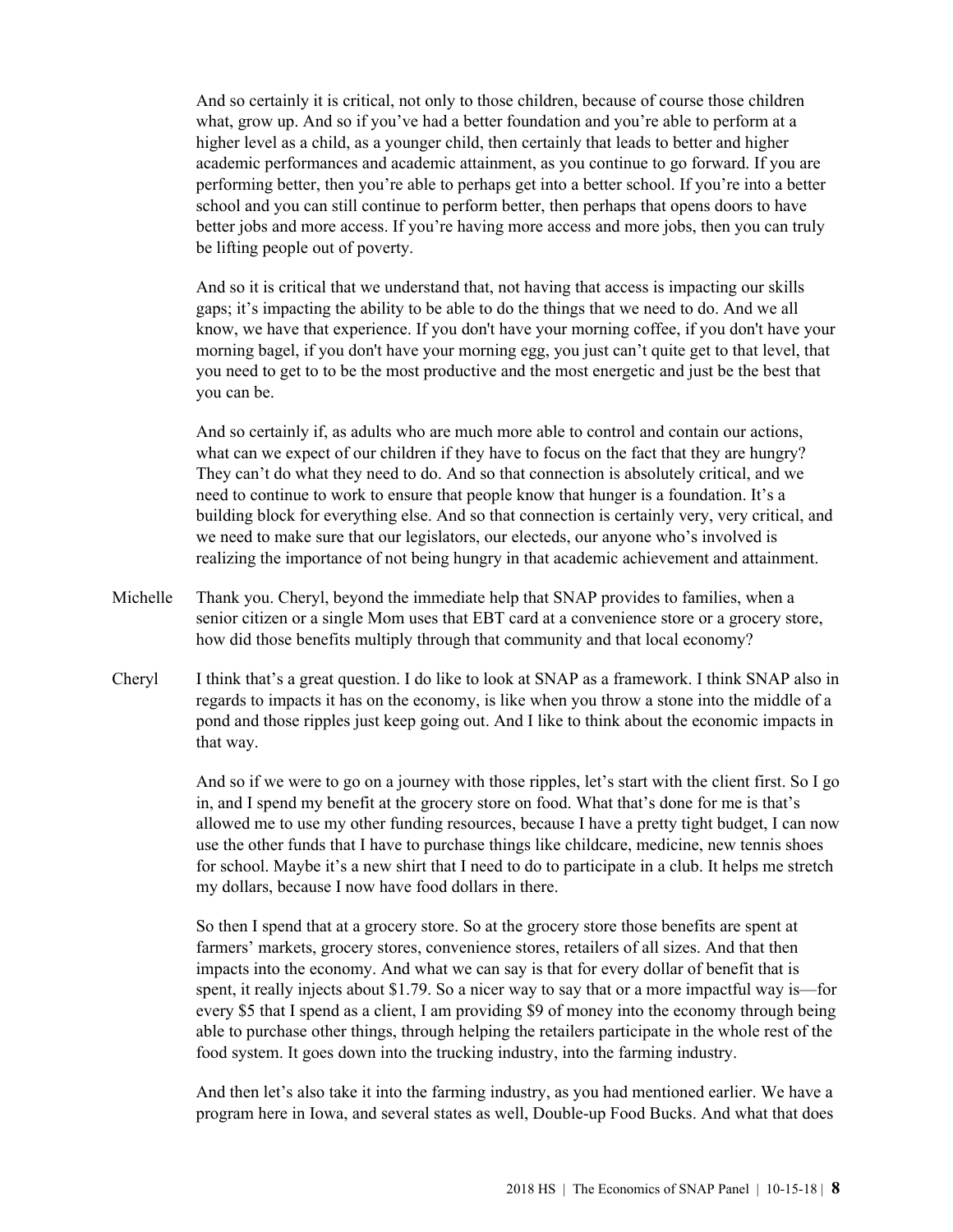And so certainly it is critical, not only to those children, because of course those children what, grow up. And so if you've had a better foundation and you're able to perform at a higher level as a child, as a younger child, then certainly that leads to better and higher academic performances and academic attainment, as you continue to go forward. If you are performing better, then you're able to perhaps get into a better school. If you're into a better school and you can still continue to perform better, then perhaps that opens doors to have better jobs and more access. If you're having more access and more jobs, then you can truly be lifting people out of poverty.

And so it is critical that we understand that, not having that access is impacting our skills gaps; it's impacting the ability to be able to do the things that we need to do. And we all know, we have that experience. If you don't have your morning coffee, if you don't have your morning bagel, if you don't have your morning egg, you just can't quite get to that level, that you need to get to to be the most productive and the most energetic and just be the best that you can be.

And so certainly if, as adults who are much more able to control and contain our actions, what can we expect of our children if they have to focus on the fact that they are hungry? They can't do what they need to do. And so that connection is absolutely critical, and we need to continue to work to ensure that people know that hunger is a foundation. It's a building block for everything else. And so that connection is certainly very, very critical, and we need to make sure that our legislators, our electeds, our anyone who's involved is realizing the importance of not being hungry in that academic achievement and attainment.

Michelle: Thank you. Cheryl, beyond the immediate help that SNAP provides to families, when a senior citizen or a single Mom uses that EBT card at a convenience store or a grocery store, how did those benefits multiply through that community and that local economy?

Cheryl: I think that's a great question. I do like to look at SNAP as a framework. I think SNAP also in regards to impacts it has on the economy, is like when you throw a stone into the middle of a pond and those ripples just keep going out. And I like to think about the economic impacts in that way.

And so if we were to go on a journey with those ripples, let's start with the client first. So I go in, and I spend my benefit at the grocery store on food. What that's done for me is that's allowed me to use my other funding resources, because I have a pretty tight budget, I can now use the other funds that I have to purchase things like childcare, medicine, new tennis shoes for school. Maybe it's a new shirt that I need to do to participate in a club. It helps me stretch my dollars, because I now have food dollars in there.

So then I spend that at a grocery store. So at the grocery store those benefits are spent at farmers' markets, grocery stores, convenience stores, retailers of all sizes. And that then impacts into the economy. And what we can say is that for every dollar of benefit that is spent, it really injects about $1.79. So a nicer way to say that or a more impactful way is—for every $5 that I spend as a client, I am providing $9 of money into the economy through being able to purchase other things, through helping the retailers participate in the whole rest of the food system. It goes down into the trucking industry, into the farming industry.

And then let's also take it into the farming industry, as you had mentioned earlier. We have a program here in Iowa, and several states as well, Double-up Food Bucks. And what that does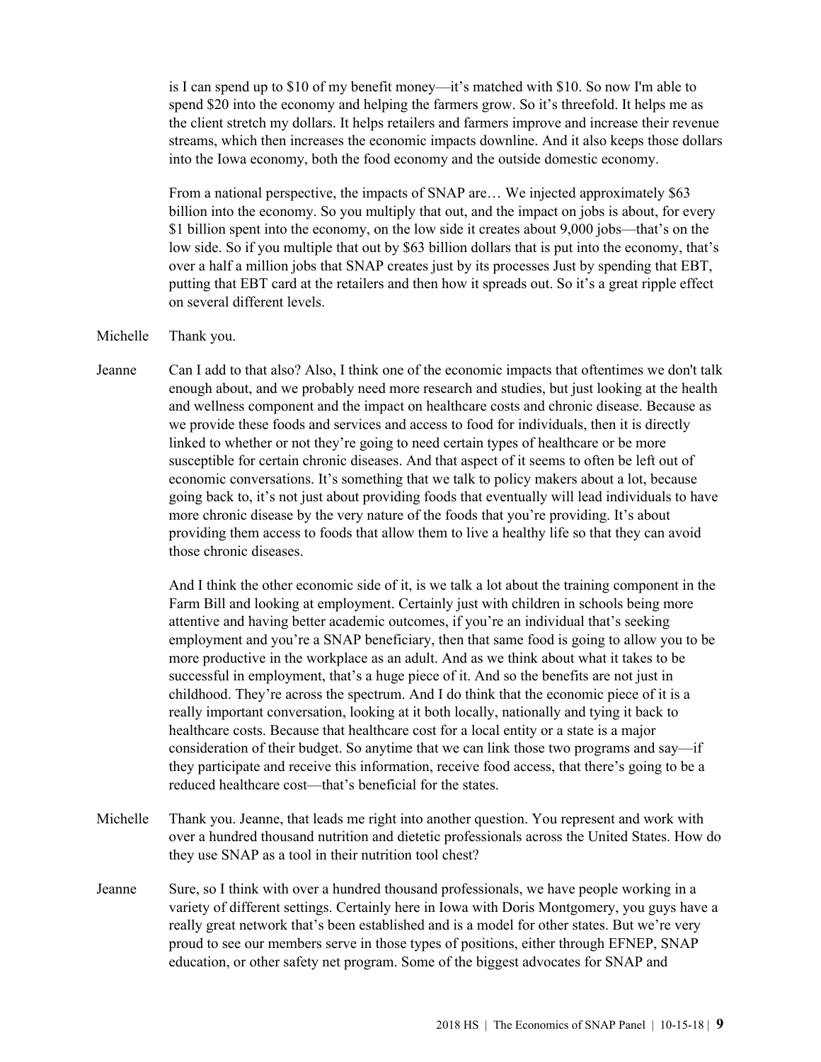is I can spend up to $10 of my benefit money—it's matched with $10. So now I'm able to spend $20 into the economy and helping the farmers grow. So it's threefold. It helps me as the client stretch my dollars. It helps retailers and farmers improve and increase their revenue streams, which then increases the economic impacts downline. And it also keeps those dollars into the Iowa economy, both the food economy and the outside domestic economy.

From a national perspective, the impacts of SNAP are… We injected approximately $63 billion into the economy. So you multiply that out, and the impact on jobs is about, for every $1 billion spent into the economy, on the low side it creates about 9,000 jobs—that's on the low side. So if you multiple that out by $63 billion dollars that is put into the economy, that's over a half a million jobs that SNAP creates just by its processes Just by spending that EBT, putting that EBT card at the retailers and then how it spreads out. So it's a great ripple effect on several different levels.

Michelle Thank you.

Jeanne Can I add to that also? Also, I think one of the economic impacts that oftentimes we don't talk enough about, and we probably need more research and studies, but just looking at the health and wellness component and the impact on healthcare costs and chronic disease. Because as we provide these foods and services and access to food for individuals, then it is directly linked to whether or not they're going to need certain types of healthcare or be more susceptible for certain chronic diseases. And that aspect of it seems to often be left out of economic conversations. It's something that we talk to policy makers about a lot, because going back to, it's not just about providing foods that eventually will lead individuals to have more chronic disease by the very nature of the foods that you're providing. It's about providing them access to foods that allow them to live a healthy life so that they can avoid those chronic diseases.

And I think the other economic side of it, is we talk a lot about the training component in the Farm Bill and looking at employment. Certainly just with children in schools being more attentive and having better academic outcomes, if you're an individual that's seeking employment and you're a SNAP beneficiary, then that same food is going to allow you to be more productive in the workplace as an adult. And as we think about what it takes to be successful in employment, that's a huge piece of it. And so the benefits are not just in childhood. They're across the spectrum. And I do think that the economic piece of it is a really important conversation, looking at it both locally, nationally and tying it back to healthcare costs. Because that healthcare cost for a local entity or a state is a major consideration of their budget. So anytime that we can link those two programs and say—if they participate and receive this information, receive food access, that there's going to be a reduced healthcare cost—that's beneficial for the states.

Michelle Thank you. Jeanne, that leads me right into another question. You represent and work with over a hundred thousand nutrition and dietetic professionals across the United States. How do they use SNAP as a tool in their nutrition tool chest?

Jeanne Sure, so I think with over a hundred thousand professionals, we have people working in a variety of different settings. Certainly here in Iowa with Doris Montgomery, you guys have a really great network that's been established and is a model for other states. But we're very proud to see our members serve in those types of positions, either through EFNEP, SNAP education, or other safety net program. Some of the biggest advocates for SNAP and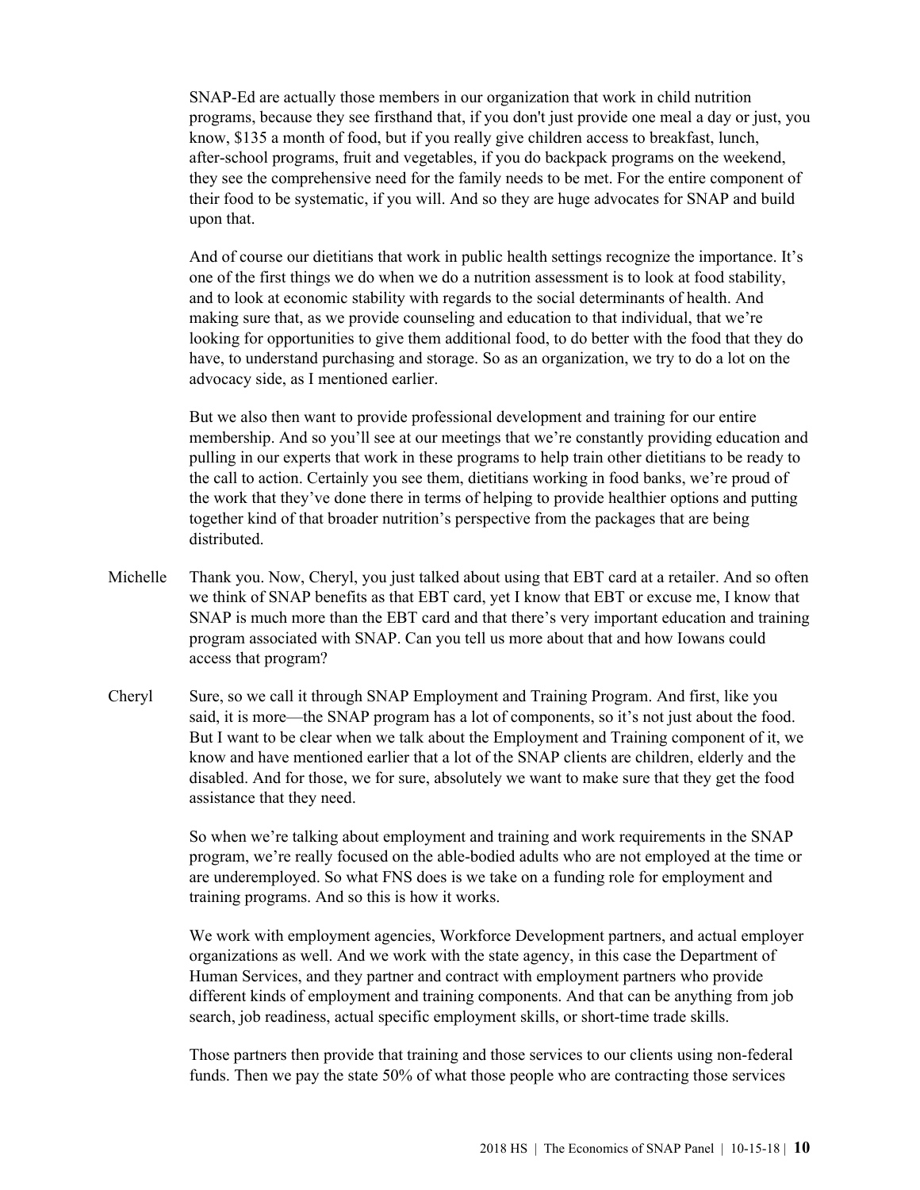SNAP-Ed are actually those members in our organization that work in child nutrition programs, because they see firsthand that, if you don't just provide one meal a day or just, you know, $135 a month of food, but if you really give children access to breakfast, lunch, after-school programs, fruit and vegetables, if you do backpack programs on the weekend, they see the comprehensive need for the family needs to be met. For the entire component of their food to be systematic, if you will. And so they are huge advocates for SNAP and build upon that.

And of course our dietitians that work in public health settings recognize the importance. It's one of the first things we do when we do a nutrition assessment is to look at food stability, and to look at economic stability with regards to the social determinants of health. And making sure that, as we provide counseling and education to that individual, that we're looking for opportunities to give them additional food, to do better with the food that they do have, to understand purchasing and storage. So as an organization, we try to do a lot on the advocacy side, as I mentioned earlier.

But we also then want to provide professional development and training for our entire membership. And so you'll see at our meetings that we're constantly providing education and pulling in our experts that work in these programs to help train other dietitians to be ready to the call to action. Certainly you see them, dietitians working in food banks, we're proud of the work that they've done there in terms of helping to provide healthier options and putting together kind of that broader nutrition's perspective from the packages that are being distributed.

Michelle Thank you. Now, Cheryl, you just talked about using that EBT card at a retailer. And so often we think of SNAP benefits as that EBT card, yet I know that EBT or excuse me, I know that SNAP is much more than the EBT card and that there's very important education and training program associated with SNAP. Can you tell us more about that and how Iowans could access that program?

Cheryl Sure, so we call it through SNAP Employment and Training Program. And first, like you said, it is more—the SNAP program has a lot of components, so it's not just about the food. But I want to be clear when we talk about the Employment and Training component of it, we know and have mentioned earlier that a lot of the SNAP clients are children, elderly and the disabled. And for those, we for sure, absolutely we want to make sure that they get the food assistance that they need.

So when we're talking about employment and training and work requirements in the SNAP program, we're really focused on the able-bodied adults who are not employed at the time or are underemployed. So what FNS does is we take on a funding role for employment and training programs. And so this is how it works.

We work with employment agencies, Workforce Development partners, and actual employer organizations as well. And we work with the state agency, in this case the Department of Human Services, and they partner and contract with employment partners who provide different kinds of employment and training components. And that can be anything from job search, job readiness, actual specific employment skills, or short-time trade skills.

Those partners then provide that training and those services to our clients using non-federal funds. Then we pay the state 50% of what those people who are contracting those services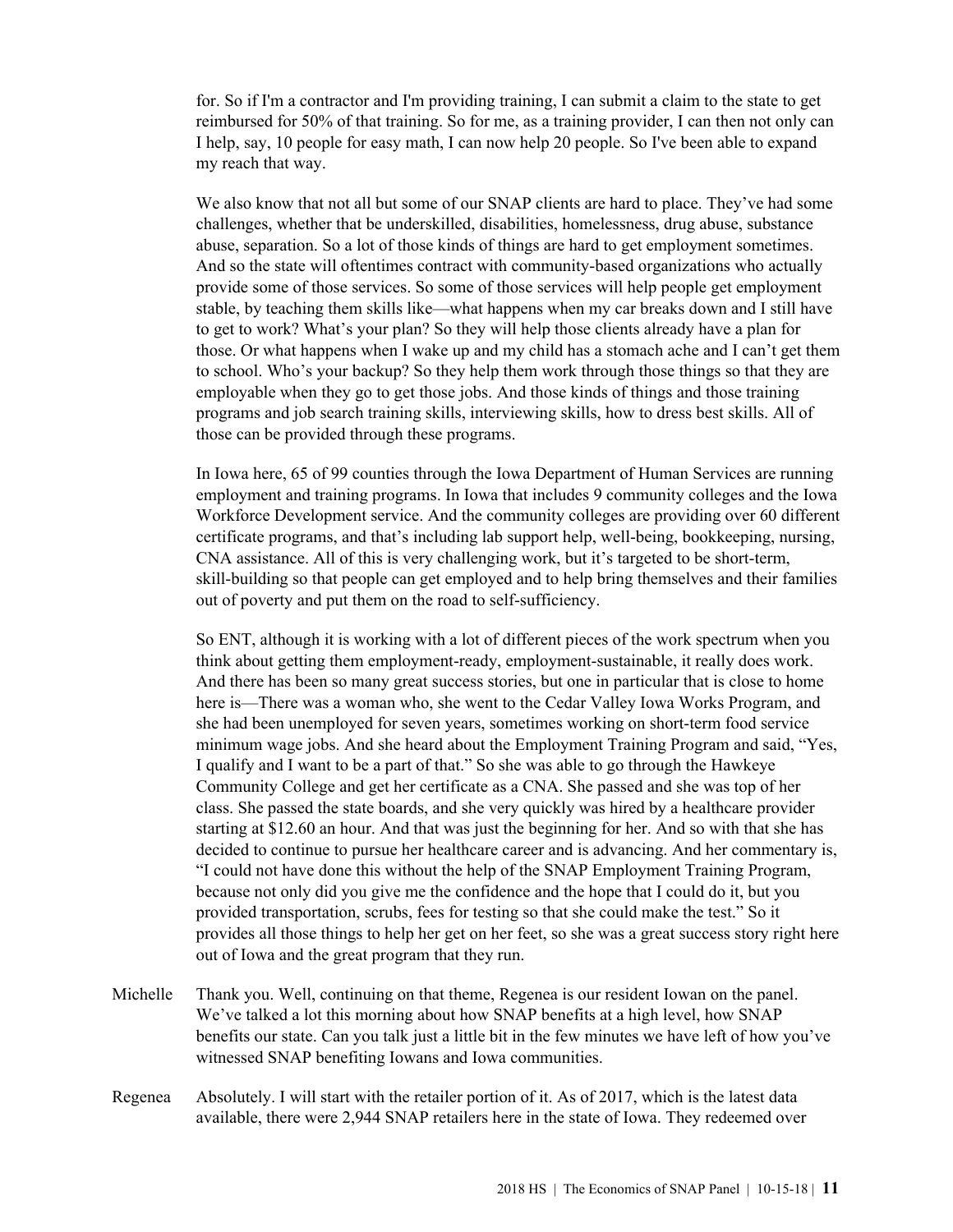for. So if I'm a contractor and I'm providing training, I can submit a claim to the state to get reimbursed for 50% of that training. So for me, as a training provider, I can then not only can I help, say, 10 people for easy math, I can now help 20 people. So I've been able to expand my reach that way.

We also know that not all but some of our SNAP clients are hard to place. They've had some challenges, whether that be underskilled, disabilities, homelessness, drug abuse, substance abuse, separation. So a lot of those kinds of things are hard to get employment sometimes. And so the state will oftentimes contract with community-based organizations who actually provide some of those services. So some of those services will help people get employment stable, by teaching them skills like—what happens when my car breaks down and I still have to get to work? What's your plan? So they will help those clients already have a plan for those. Or what happens when I wake up and my child has a stomach ache and I can't get them to school. Who's your backup? So they help them work through those things so that they are employable when they go to get those jobs. And those kinds of things and those training programs and job search training skills, interviewing skills, how to dress best skills. All of those can be provided through these programs.

In Iowa here, 65 of 99 counties through the Iowa Department of Human Services are running employment and training programs. In Iowa that includes 9 community colleges and the Iowa Workforce Development service. And the community colleges are providing over 60 different certificate programs, and that's including lab support help, well-being, bookkeeping, nursing, CNA assistance. All of this is very challenging work, but it's targeted to be short-term, skill-building so that people can get employed and to help bring themselves and their families out of poverty and put them on the road to self-sufficiency.

So ENT, although it is working with a lot of different pieces of the work spectrum when you think about getting them employment-ready, employment-sustainable, it really does work. And there has been so many great success stories, but one in particular that is close to home here is—There was a woman who, she went to the Cedar Valley Iowa Works Program, and she had been unemployed for seven years, sometimes working on short-term food service minimum wage jobs. And she heard about the Employment Training Program and said, "Yes, I qualify and I want to be a part of that." So she was able to go through the Hawkeye Community College and get her certificate as a CNA. She passed and she was top of her class. She passed the state boards, and she very quickly was hired by a healthcare provider starting at $12.60 an hour. And that was just the beginning for her. And so with that she has decided to continue to pursue her healthcare career and is advancing. And her commentary is, "I could not have done this without the help of the SNAP Employment Training Program, because not only did you give me the confidence and the hope that I could do it, but you provided transportation, scrubs, fees for testing so that she could make the test." So it provides all those things to help her get on her feet, so she was a great success story right here out of Iowa and the great program that they run.

Michelle Thank you. Well, continuing on that theme, Regenea is our resident Iowan on the panel. We've talked a lot this morning about how SNAP benefits at a high level, how SNAP benefits our state. Can you talk just a little bit in the few minutes we have left of how you've witnessed SNAP benefiting Iowans and Iowa communities.

Regenea Absolutely. I will start with the retailer portion of it. As of 2017, which is the latest data available, there were 2,944 SNAP retailers here in the state of Iowa. They redeemed over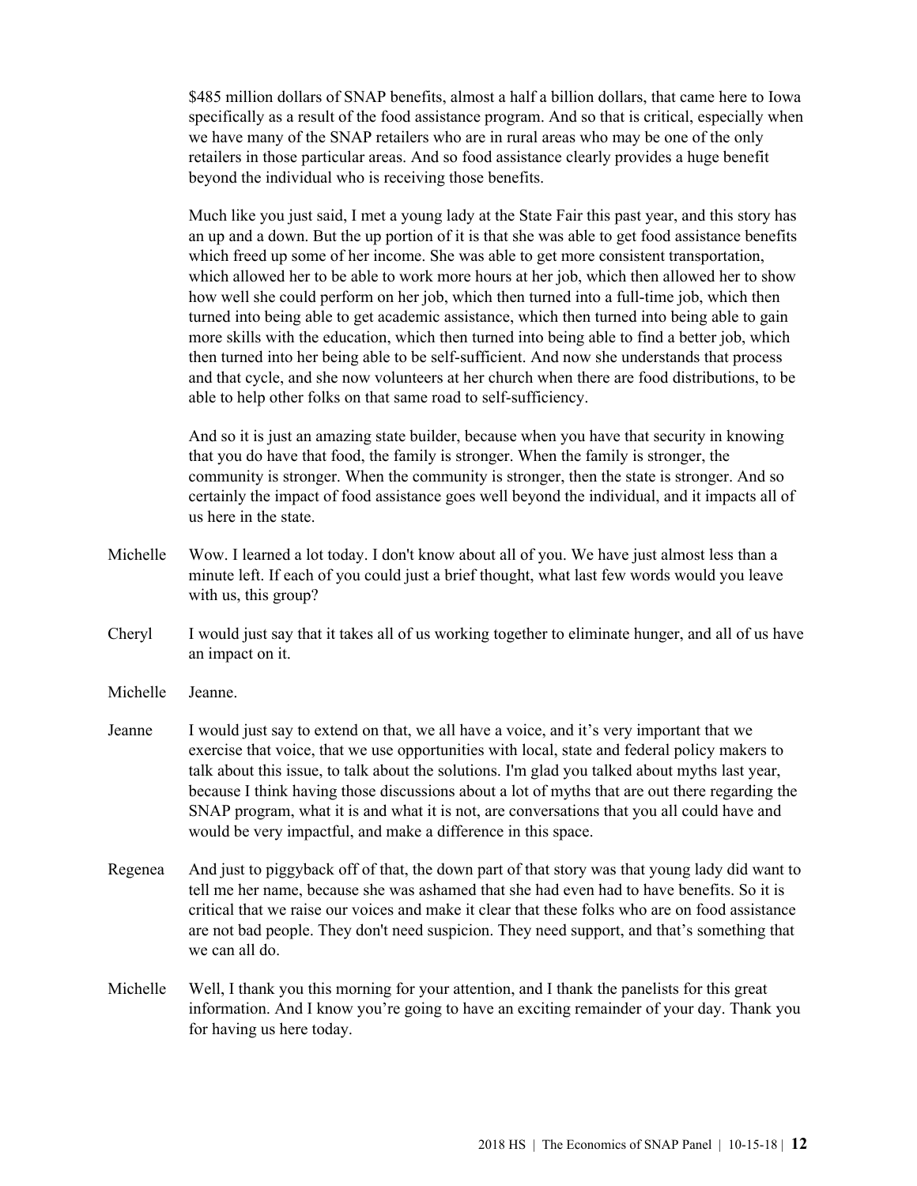$485 million dollars of SNAP benefits, almost a half a billion dollars, that came here to Iowa specifically as a result of the food assistance program. And so that is critical, especially when we have many of the SNAP retailers who are in rural areas who may be one of the only retailers in those particular areas. And so food assistance clearly provides a huge benefit beyond the individual who is receiving those benefits.

Much like you just said, I met a young lady at the State Fair this past year, and this story has an up and a down. But the up portion of it is that she was able to get food assistance benefits which freed up some of her income. She was able to get more consistent transportation, which allowed her to be able to work more hours at her job, which then allowed her to show how well she could perform on her job, which then turned into a full-time job, which then turned into being able to get academic assistance, which then turned into being able to gain more skills with the education, which then turned into being able to find a better job, which then turned into her being able to be self-sufficient. And now she understands that process and that cycle, and she now volunteers at her church when there are food distributions, to be able to help other folks on that same road to self-sufficiency.

And so it is just an amazing state builder, because when you have that security in knowing that you do have that food, the family is stronger. When the family is stronger, the community is stronger. When the community is stronger, then the state is stronger. And so certainly the impact of food assistance goes well beyond the individual, and it impacts all of us here in the state.

**Michelle** Wow. I learned a lot today. I don't know about all of you. We have just almost less than a minute left. If each of you could just a brief thought, what last few words would you leave with us, this group?

**Cheryl** I would just say that it takes all of us working together to eliminate hunger, and all of us have an impact on it.

**Michelle** Jeanne.

**Jeanne** I would just say to extend on that, we all have a voice, and it's very important that we exercise that voice, that we use opportunities with local, state and federal policy makers to talk about this issue, to talk about the solutions. I'm glad you talked about myths last year, because I think having those discussions about a lot of myths that are out there regarding the SNAP program, what it is and what it is not, are conversations that you all could have and would be very impactful, and make a difference in this space.

**Regenea** And just to piggyback off of that, the down part of that story was that young lady did want to tell me her name, because she was ashamed that she had even had to have benefits. So it is critical that we raise our voices and make it clear that these folks who are on food assistance are not bad people. They don't need suspicion. They need support, and that's something that we can all do.

**Michelle** Well, I thank you this morning for your attention, and I thank the panelists for this great information. And I know you're going to have an exciting remainder of your day. Thank you for having us here today.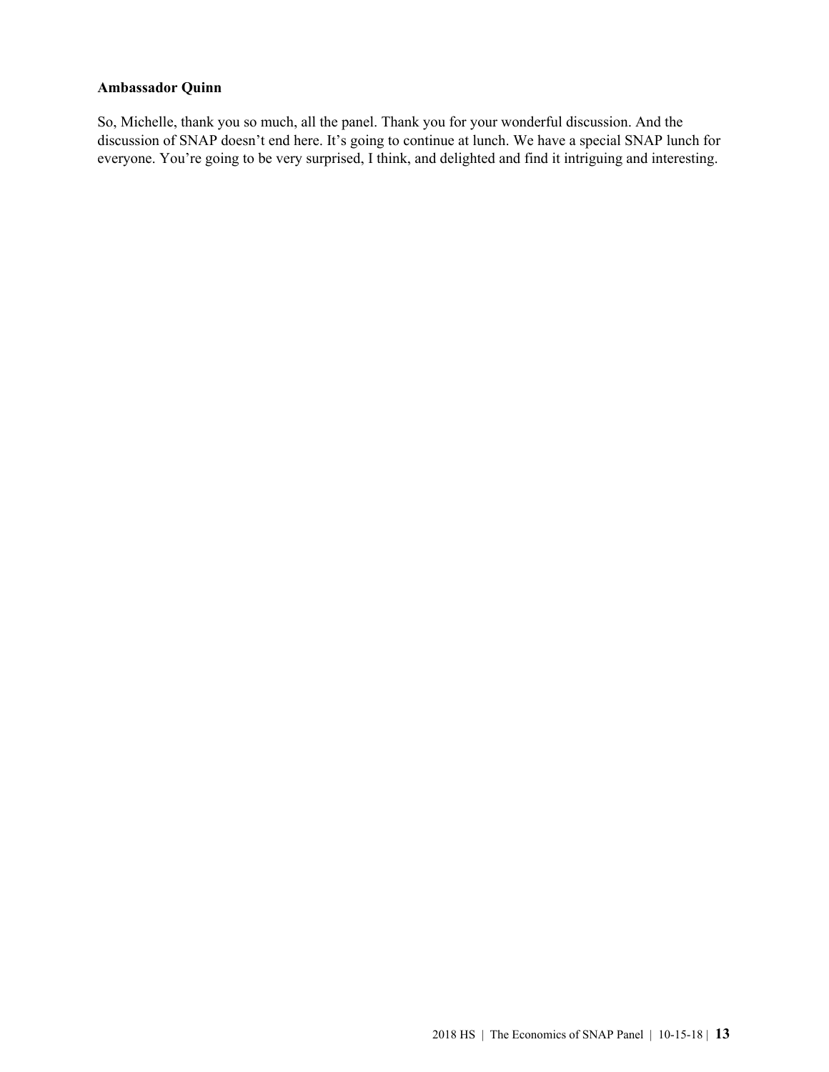**Ambassador Quinn**

So, Michelle, thank you so much, all the panel. Thank you for your wonderful discussion. And the discussion of SNAP doesn't end here. It's going to continue at lunch. We have a special SNAP lunch for everyone. You're going to be very surprised, I think, and delighted and find it intriguing and interesting.